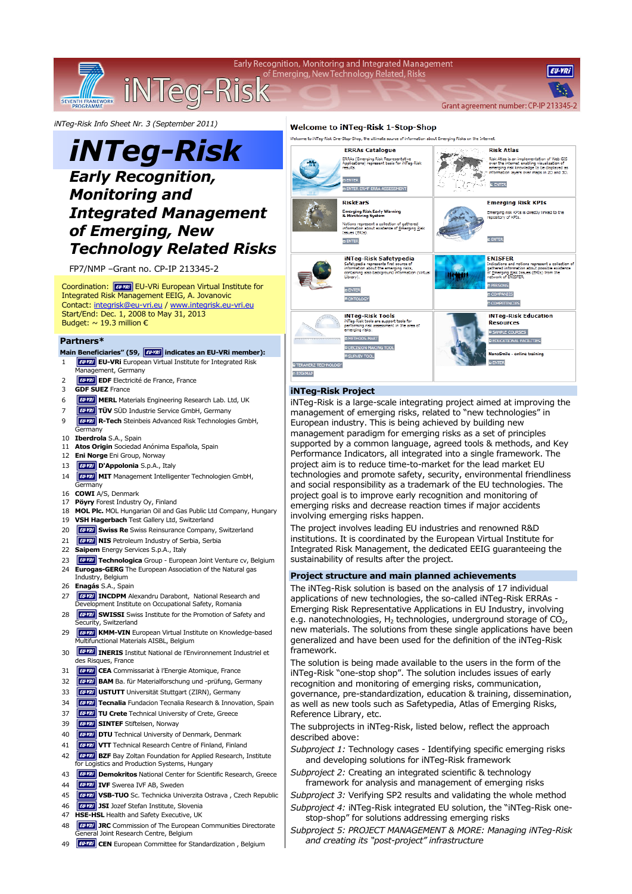Early Recognition, Monitoring and Integrated Management of Emerging, New Technology Related, Risks

Grant agreement number: CP-IP 213345-2

*iNTeg-Risk Info Sheet Nr. 3 (September 2011)*

# iNTeg-Risk

## *Early Recognition, Monitoring and Integrated Management of Emerging, New Technology Related Risks*

FP7/NMP –Grant no. CP-IP 213345-2

Coordination: EU-VRi European Virtual Institute for Integrated Risk Management EEIG, A. Jovanovic
Contact: integrisk@eu-vri.eu / www.integrisk.eu-vri.eu
Start/End: Dec. 1, 2008 to May 31, 2013
Budget: ~ 19.3 million €

## Partners*

**Main Beneficiaries" (59, EU-VRi indicates an EU-VRi member):**

1. EU-VRi **EU-VRi** European Virtual Institute for Integrated Risk Management, Germany
2. EU-VRi **EDF** Electricité de France, France
3. **GDF SUEZ** France
6. EU-VRi **MERL** Materials Engineering Research Lab. Ltd, UK
7. EU-VRi **TÜV** SÜD Industrie Service GmbH, Germany
9. EU-VRi **R-Tech** Steinbeis Advanced Risk Technologies GmbH, Germany
10. **Iberdrola** S.A., Spain
11. **Atos Origin** Sociedad Anónima Española, Spain
12. **Eni Norge** Eni Group, Norway
13. EU-VRi **D'Appolonia** S.p.A., Italy
14. EU-VRi **MIT** Management Intelligenter Technologien GmbH, Germany
16. **COWI** A/S, Denmark
17. **Pöyry** Forest Industry Oy, Finland
18. **MOL Plc.** MOL Hungarian Oil and Gas Public Ltd Company, Hungary
19. **VSH Hagerbach** Test Gallery Ltd, Switzerland
20. EU-VRi **Swiss Re** Swiss Reinsurance Company, Switzerland
21. EU-VRi **NIS** Petroleum Industry of Serbia, Serbia
22. **Saipem** Energy Services S.p.A., Italy
23. EU-VRi **Technologica** Group - European Joint Venture cv, Belgium
24. **Eurogas-GERG** The European Association of the Natural gas Industry, Belgium
26. **Enagás** S.A., Spain
27. EU-VRi **INCDPM** Alexandru Darabont, National Research and Development Institute on Occupational Safety, Romania
28. EU-VRi **SWISSI** Swiss Institute for the Promotion of Safety and Security, Switzerland
29. EU-VRi **KMM-VIN** European Virtual Institute on Knowledge-based Multifunctional Materials AISBL, Belgium
30. EU-VRi **INERIS** Institut National de l'Environnement Industriel et des Risques, France
31. EU-VRi **CEA** Commissariat à l'Energie Atomique, France
32. EU-VRi **BAM** Ba. für Materialforschung und -prüfung, Germany
33. EU-VRi **USTUTT** Universität Stuttgart (ZIRN), Germany
34. EU-VRi **Tecnalia** Fundacion Tecnalia Research & Innovation, Spain
37. EU-VRi **TU Crete** Technical University of Crete, Greece
39. EU-VRi **SINTEF** Stiftelsen, Norway
40. EU-VRi **DTU** Technical University of Denmark, Denmark
41. EU-VRi **VTT** Technical Research Centre of Finland, Finland
42. EU-VRi **BZF** Bay Zoltan Foundation for Applied Research, Institute for Logistics and Production Systems, Hungary
43. EU-VRi **Demokritos** National Center for Scientific Research, Greece
44. EU-VRi **IVF** Swerea IVF AB, Sweden
45. EU-VRi **VSB-TUO** Sc. Technicka Univerzita Ostrava , Czech Republic
46. EU-VRi **JSI** Jozef Stefan Institute, Slovenia
47. **HSE-HSL** Health and Safety Executive, UK
48. EU-VRi **JRC** Commission of The European Communities Directorate General Joint Research Centre, Belgium
49. EU-VRi **CEN** European Committee for Standardization , Belgium

## Welcome to iNTeg-Risk 1-Stop-Shop

Welcome to iNTeg-Risk One-Stop-Shop, the ultimate source of information about Emerging Risks on the Internet

**ERRAs Catalogue** – ERRAs (Emerging Risk Representative Applications) represent basis for iNTeg-Risk results. ENTER | ENTER ERMF ERRA ASSESSMENT

**Risk Atlas** – Risk Atlas is an implementation of Web GIS over the internet enabling visualization of emerging risk knowledge to be displayed as information layers over maps in 2D and 3D. ENTER

**RiskEars** – Emerging Risk Early Warning & Monitoring System. Notions represent a collection of gathered information about existence of Emerging Risk Issues (ERIs). ENTER

**Emerging Risk KPIs** – Emerging risk KPIs is directly linked to the repository of KPIs. ENTER

**iNTeg-Risk Safetypedia** – Safetypedia represents first source of information about the emerging risks, containing also background information (Virtual Library). ENTER | ONTOLOGY

**ENISFER** – Indications and notions represent a collection of gathered information about possible existence of Emerging Risk Issues (ERIs) from the network of ENISFER. PERSONS | COMPANIES | COMPETENCIES

**iNTeg-Risk Tools** – iNTeg-Risk tools are support tools for performing risk assessment in the area of emerging risks. METHODS MART | DECISION MAKING TOOL | SURVEY TOOL | TERAHERZ TECHNOLOGY | RISKMAP

**iNTeg-Risk Education Resources** – SAMPLE COURSES | EDUCATIONAL FACILITIES | NanoSmile - online training | ENTER

## iNTeg-Risk Project

iNTeg-Risk is a large-scale integrating project aimed at improving the management of emerging risks, related to "new technologies" in European industry. This is being achieved by building new management paradigm for emerging risks as a set of principles supported by a common language, agreed tools & methods, and Key Performance Indicators, all integrated into a single framework. The project aim is to reduce time-to-market for the lead market EU technologies and promote safety, security, environmental friendliness and social responsibility as a trademark of the EU technologies. The project goal is to improve early recognition and monitoring of emerging risks and decrease reaction times if major accidents involving emerging risks happen.

The project involves leading EU industries and renowned R&D institutions. It is coordinated by the European Virtual Institute for Integrated Risk Management, the dedicated EEIG guaranteeing the sustainability of results after the project.

## Project structure and main planned achievements

The iNTeg-Risk solution is based on the analysis of 17 individual applications of new technologies, the so-called iNTeg-Risk ERRAs - Emerging Risk Representative Applications in EU Industry, involving e.g. nanotechnologies, $H_2$ technologies, underground storage of $CO_2$, new materials. The solutions from these single applications have been generalized and have been used for the definition of the iNTeg-Risk framework.

The solution is being made available to the users in the form of the iNTeg-Risk "one-stop shop". The solution includes issues of early recognition and monitoring of emerging risks, communication, governance, pre-standardization, education & training, dissemination, as well as new tools such as Safetypedia, Atlas of Emerging Risks, Reference Library, etc.

The subprojects in iNTeg-Risk, listed below, reflect the approach described above:

*Subproject 1:* Technology cases - Identifying specific emerging risks and developing solutions for iNTeg-Risk framework

*Subproject 2:* Creating an integrated scientific & technology framework for analysis and management of emerging risks

*Subproject 3:* Verifying SP2 results and validating the whole method

*Subproject 4:* iNTeg-Risk integrated EU solution, the "iNTeg-Risk one-stop-shop" for solutions addressing emerging risks

*Subproject 5: PROJECT MANAGEMENT & MORE: Managing iNTeg-Risk and creating its "post-project" infrastructure*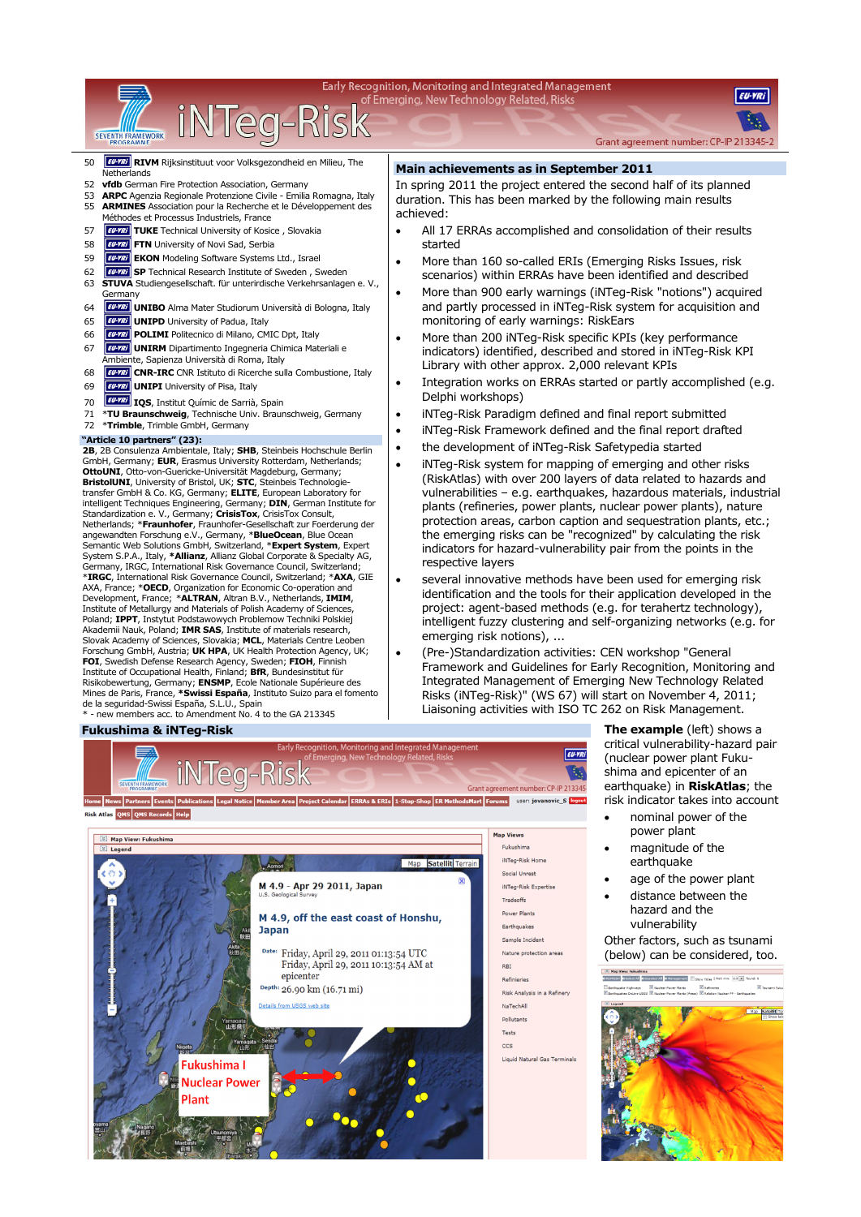50 RIVM Rijksinstituut voor Volksgezondheid en Milieu, The Netherlands
52 vfdb German Fire Protection Association, Germany
53 ARPC Agenzia Regionale Protenzione Civile - Emilia Romagna, Italy
55 ARMINES Association pour la Recherche et le Développement des Méthodes et Processus Industriels, France
57 TUKE Technical University of Kosice , Slovakia
58 FTN University of Novi Sad, Serbia
59 EKON Modeling Software Systems Ltd., Israel
62 SP Technical Research Institute of Sweden , Sweden
63 STUVA Studiengesellschaft. für unterirdische Verkehrsanlagen e. V., Germany
64 UNIBO Alma Mater Studiorum Università di Bologna, Italy
65 UNIPD University of Padua, Italy
66 POLIMI Politecnico di Milano, CMIC Dpt, Italy
67 UNIRM Dipartimento Ingegneria Chimica Materiali e Ambiente, Sapienza Università di Roma, Italy
68 CNR-IRC CNR Istituto di Ricerche sulla Combustione, Italy
69 UNIPI University of Pisa, Italy
70 IQS, Institut Químic de Sarrià, Spain
71 *TU Braunschweig, Technische Univ. Braunschweig, Germany
72 *Trimble, Trimble GmbH, Germany

**"Article 10 partners" (23):**
**2B**, 2B Consulenza Ambientale, Italy; **SHB**, Steinbeis Hochschule Berlin GmbH, Germany; **EUR**, Erasmus University Rotterdam, Netherlands; **OttoUNI**, Otto-von-Guericke-Universität Magdeburg, Germany; **BristolUNI**, University of Bristol, UK; **STC**, Steinbeis Technologie-transfer GmbH & Co. KG, Germany; **ELITE**, European Laboratory for intelligent Techniques Engineering, Germany; **DIN**, German Institute for Standardization e. V., Germany; **CrisisTox**, CrisisTox Consult, Netherlands; ***Fraunhofer**, Fraunhofer-Gesellschaft zur Foerderung der angewandten Forschung e.V., Germany, ***BlueOcean**, Blue Ocean Semantic Web Solutions GmbH, Switzerland, ***Expert System**, Expert System S.P.A., Italy, ***Allianz**, Allianz Global Corporate & Specialty AG, Germany, IRGC, International Risk Governance Council, Switzerland; ***IRGC**, International Risk Governance Council, Switzerland; ***AXA**, GIE AXA, France; ***OECD**, Organization for Economic Co-operation and Development, France; ***ALTRAN**, Altran B.V., Netherlands, **IMIM**, Institute of Metallurgy and Materials of Polish Academy of Sciences, Poland; **IPPT**, Instytut Podstawowych Problemow Techniki Polskiej Akademii Nauk, Poland; **IMR SAS**, Institute of materials research, Slovak Academy of Sciences, Slovakia; **MCL**, Materials Centre Leoben Forschung GmbH, Austria; **UK HPA**, UK Health Protection Agency, UK; **FOI**, Swedish Defense Research Agency, Sweden; **FIOH**, Finnish Institute of Occupational Health, Finland; **BfR**, Bundesinstitut für Risikobewertung, Germany; **ENSMP**, Ecole Nationale Supérieure des Mines de Paris, France, ***Swissi España**, Instituto Suizo para el fomento de la seguridad-Swissi España, S.L.U., Spain
* - new members acc. to Amendment No. 4 to the GA 213345

## Main achievements as in September 2011

In spring 2011 the project entered the second half of its planned duration. This has been marked by the following main results achieved:

- All 17 ERRAs accomplished and consolidation of their results started
- More than 160 so-called ERIs (Emerging Risks Issues, risk scenarios) within ERRAs have been identified and described
- More than 900 early warnings (iNTeg-Risk "notions") acquired and partly processed in iNTeg-Risk system for acquisition and monitoring of early warnings: RiskEars
- More than 200 iNTeg-Risk specific KPIs (key performance indicators) identified, described and stored in iNTeg-Risk KPI Library with other approx. 2,000 relevant KPIs
- Integration works on ERRAs started or partly accomplished (e.g. Delphi workshops)
- iNTeg-Risk Paradigm defined and final report submitted
- iNTeg-Risk Framework defined and the final report drafted
- the development of iNTeg-Risk Safetypedia started
- iNTeg-Risk system for mapping of emerging and other risks (RiskAtlas) with over 200 layers of data related to hazards and vulnerabilities – e.g. earthquakes, hazardous materials, industrial plants (refineries, power plants, nuclear power plants), nature protection areas, carbon caption and sequestration plants, etc.; the emerging risks can be "recognized" by calculating the risk indicators for hazard-vulnerability pair from the points in the respective layers
- several innovative methods have been used for emerging risk identification and the tools for their application developed in the project: agent-based methods (e.g. for terahertz technology), intelligent fuzzy clustering and self-organizing networks (e.g. for emerging risk notions), ...
- (Pre-)Standardization activities: CEN workshop "General Framework and Guidelines for Early Recognition, Monitoring and Integrated Management of Emerging New Technology Related Risks (iNTeg-Risk)" (WS 67) will start on November 4, 2011; Liaisoning activities with ISO TC 262 on Risk Management.

## Fukushima & iNTeg-Risk

**The example** (left) shows a critical vulnerability-hazard pair (nuclear power plant Fukushima and epicenter of an earthquake) in **RiskAtlas**; the risk indicator takes into account

- nominal power of the power plant
- magnitude of the earthquake
- age of the power plant
- distance between the hazard and the vulnerability

Other factors, such as tsunami (below) can be considered, too.